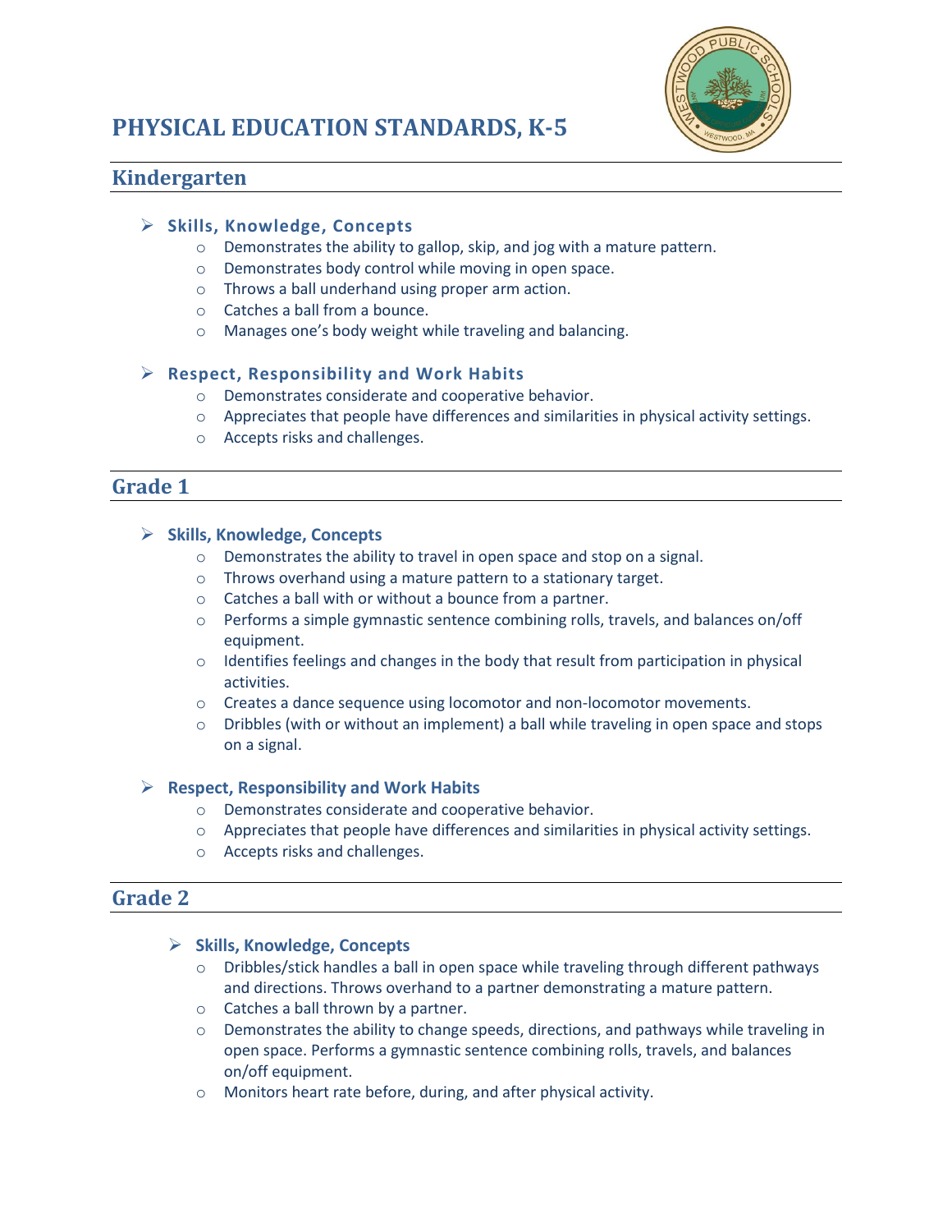# PHYSICAL EDUCATION STANDARDS, K-5

## Kindergarten

- **Skills, Knowledge, Concepts**
  - Demonstrates the ability to gallop, skip, and jog with a mature pattern.
  - Demonstrates body control while moving in open space.
  - Throws a ball underhand using proper arm action.
  - Catches a ball from a bounce.
  - Manages one's body weight while traveling and balancing.

- **Respect, Responsibility and Work Habits**
  - Demonstrates considerate and cooperative behavior.
  - Appreciates that people have differences and similarities in physical activity settings.
  - Accepts risks and challenges.

## Grade 1

- **Skills, Knowledge, Concepts**
  - Demonstrates the ability to travel in open space and stop on a signal.
  - Throws overhand using a mature pattern to a stationary target.
  - Catches a ball with or without a bounce from a partner.
  - Performs a simple gymnastic sentence combining rolls, travels, and balances on/off equipment.
  - Identifies feelings and changes in the body that result from participation in physical activities.
  - Creates a dance sequence using locomotor and non-locomotor movements.
  - Dribbles (with or without an implement) a ball while traveling in open space and stops on a signal.

- **Respect, Responsibility and Work Habits**
  - Demonstrates considerate and cooperative behavior.
  - Appreciates that people have differences and similarities in physical activity settings.
  - Accepts risks and challenges.

## Grade 2

- **Skills, Knowledge, Concepts**
  - Dribbles/stick handles a ball in open space while traveling through different pathways and directions. Throws overhand to a partner demonstrating a mature pattern.
  - Catches a ball thrown by a partner.
  - Demonstrates the ability to change speeds, directions, and pathways while traveling in open space. Performs a gymnastic sentence combining rolls, travels, and balances on/off equipment.
  - Monitors heart rate before, during, and after physical activity.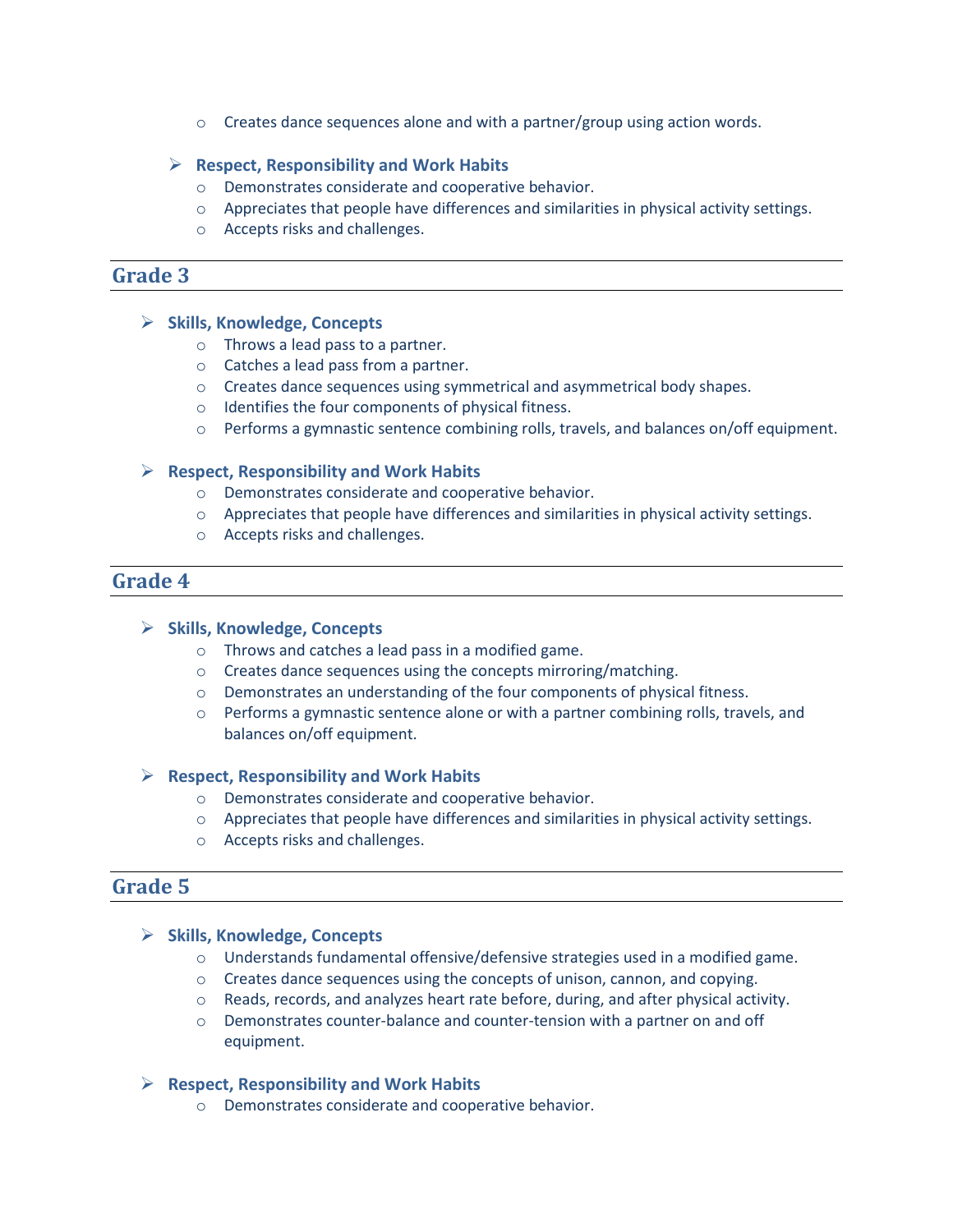- Creates dance sequences alone and with a partner/group using action words.

- **Respect, Responsibility and Work Habits**
  - Demonstrates considerate and cooperative behavior.
  - Appreciates that people have differences and similarities in physical activity settings.
  - Accepts risks and challenges.

## Grade 3

- **Skills, Knowledge, Concepts**
  - Throws a lead pass to a partner.
  - Catches a lead pass from a partner.
  - Creates dance sequences using symmetrical and asymmetrical body shapes.
  - Identifies the four components of physical fitness.
  - Performs a gymnastic sentence combining rolls, travels, and balances on/off equipment.

- **Respect, Responsibility and Work Habits**
  - Demonstrates considerate and cooperative behavior.
  - Appreciates that people have differences and similarities in physical activity settings.
  - Accepts risks and challenges.

## Grade 4

- **Skills, Knowledge, Concepts**
  - Throws and catches a lead pass in a modified game.
  - Creates dance sequences using the concepts mirroring/matching.
  - Demonstrates an understanding of the four components of physical fitness.
  - Performs a gymnastic sentence alone or with a partner combining rolls, travels, and balances on/off equipment.

- **Respect, Responsibility and Work Habits**
  - Demonstrates considerate and cooperative behavior.
  - Appreciates that people have differences and similarities in physical activity settings.
  - Accepts risks and challenges.

## Grade 5

- **Skills, Knowledge, Concepts**
  - Understands fundamental offensive/defensive strategies used in a modified game.
  - Creates dance sequences using the concepts of unison, cannon, and copying.
  - Reads, records, and analyzes heart rate before, during, and after physical activity.
  - Demonstrates counter-balance and counter-tension with a partner on and off equipment.

- **Respect, Responsibility and Work Habits**
  - Demonstrates considerate and cooperative behavior.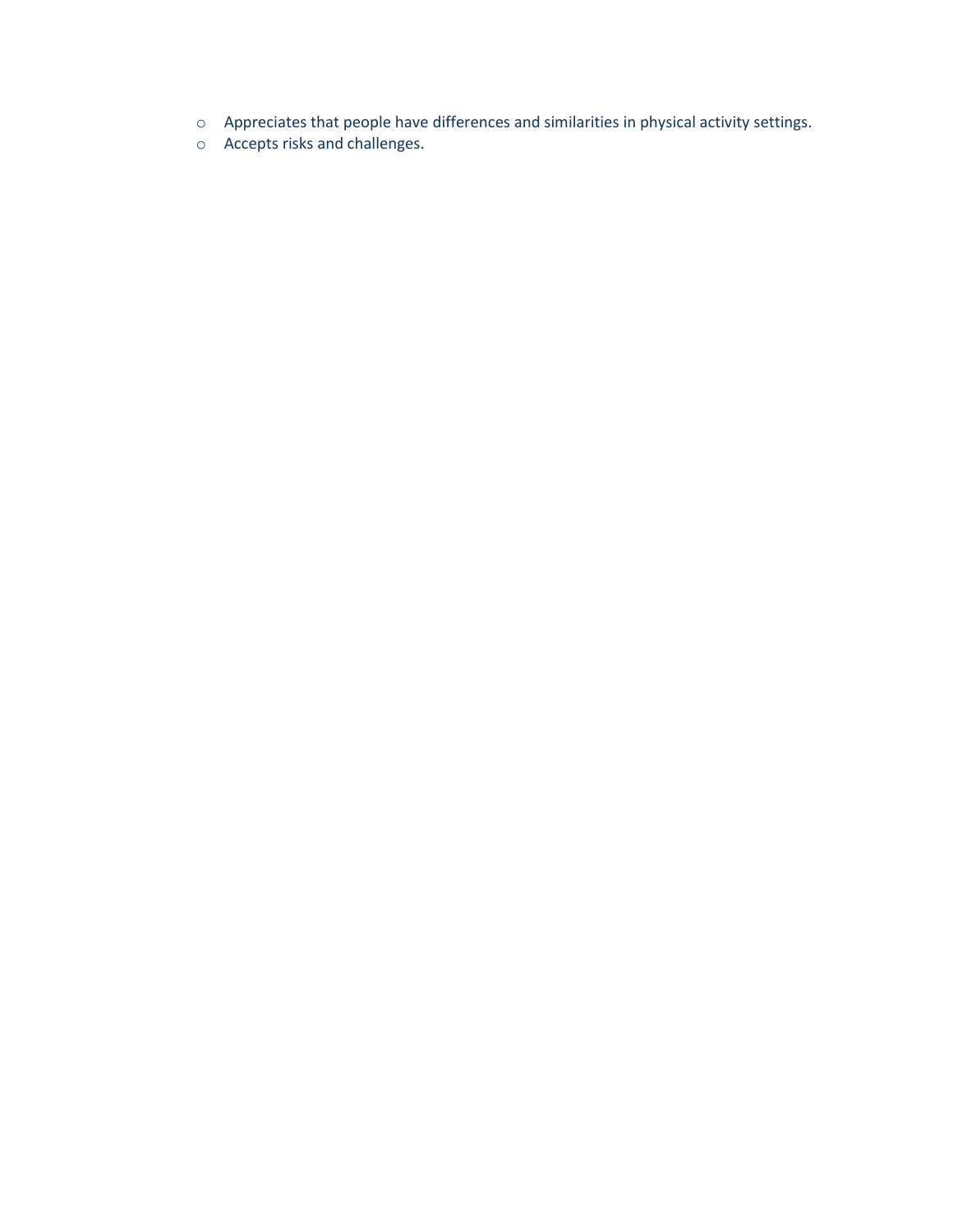- Appreciates that people have differences and similarities in physical activity settings.
- Accepts risks and challenges.